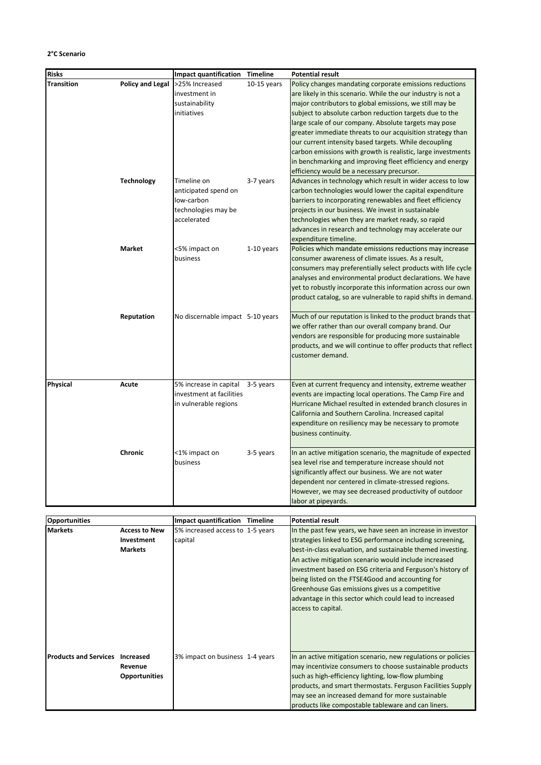**2°C Scenario**

| Risks | | Impact quantification | Timeline | Potential result |
|---|---|---|---|---|
| **Transition** | **Policy and Legal** | >25% Increased investment in sustainability initiatives | 10-15 years | Policy changes mandating corporate emissions reductions are likely in this scenario. While the our industry is not a major contributors to global emissions, we still may be subject to absolute carbon reduction targets due to the large scale of our company. Absolute targets may pose greater immediate threats to our acquisition strategy than our current intensity based targets. While decoupling carbon emissions with growth is realistic, large investments in benchmarking and improving fleet efficiency and energy efficiency would be a necessary precursor. |
| | **Technology** | Timeline on anticipated spend on low-carbon technologies may be accelerated | 3-7 years | Advances in technology which result in wider access to low carbon technologies would lower the capital expenditure barriers to incorporating renewables and fleet efficiency projects in our business. We invest in sustainable technologies when they are market ready, so rapid advances in research and technology may accelerate our expenditure timeline. |
| | **Market** | <5% impact on business | 1-10 years | Policies which mandate emissions reductions may increase consumer awareness of climate issues. As a result, consumers may preferentially select products with life cycle analyses and environmental product declarations. We have yet to robustly incorporate this information across our own product catalog, so are vulnerable to rapid shifts in demand. |
| | **Reputation** | No discernable impact | 5-10 years | Much of our reputation is linked to the product brands that we offer rather than our overall company brand. Our vendors are responsible for producing more sustainable products, and we will continue to offer products that reflect customer demand. |
| **Physical** | **Acute** | 5% increase in capital investment at facilities in vulnerable regions | 3-5 years | Even at current frequency and intensity, extreme weather events are impacting local operations. The Camp Fire and Hurricane Michael resulted in extended branch closures in California and Southern Carolina. Increased capital expenditure on resiliency may be necessary to promote business continuity. |
| | **Chronic** | <1% impact on business | 3-5 years | In an active mitigation scenario, the magnitude of expected sea level rise and temperature increase should not significantly affect our business. We are not water dependent nor centered in climate-stressed regions. However, we may see decreased productivity of outdoor labor at pipeyards. |

| Opportunities | | Impact quantification | Timeline | Potential result |
|---|---|---|---|---|
| **Markets** | **Access to New Investment Markets** | 5% increased access to capital | 1-5 years | In the past few years, we have seen an increase in investor strategies linked to ESG performance including screening, best-in-class evaluation, and sustainable themed investing. An active mitigation scenario would include increased investment based on ESG criteria and Ferguson's history of being listed on the FTSE4Good and accounting for Greenhouse Gas emissions gives us a competitive advantage in this sector which could lead to increased access to capital. |
| **Products and Services** | **Increased Revenue Opportunities** | 3% impact on business | 1-4 years | In an active mitigation scenario, new regulations or policies may incentivize consumers to choose sustainable products such as high-efficiency lighting, low-flow plumbing products, and smart thermostats. Ferguson Facilities Supply may see an increased demand for more sustainable products like compostable tableware and can liners. |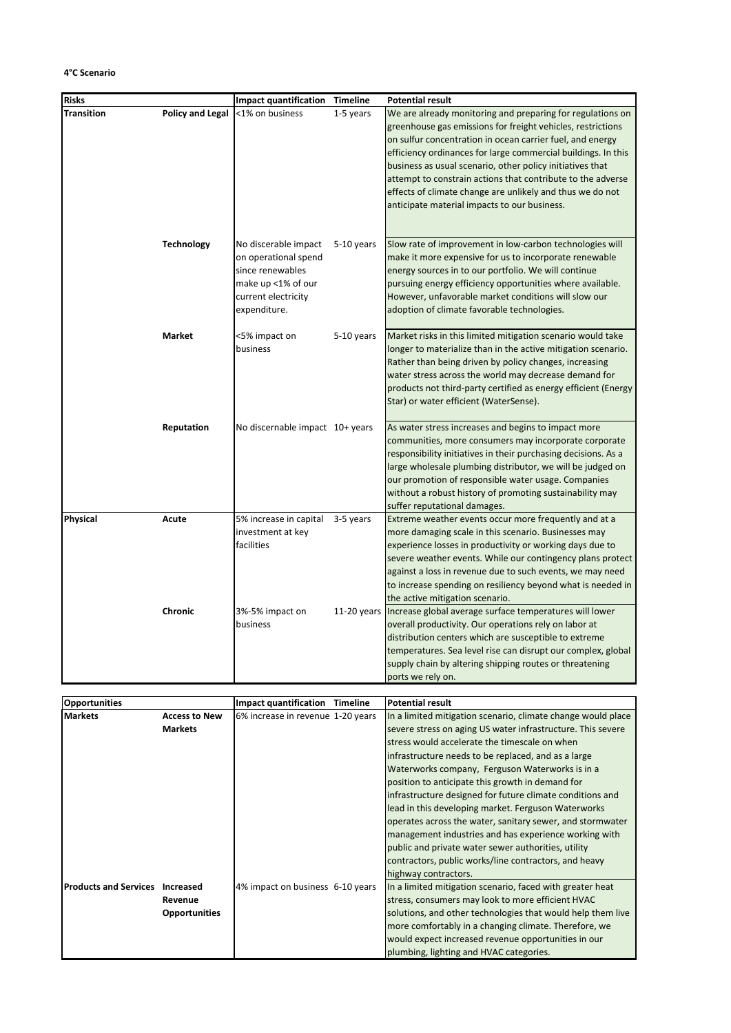**4°C Scenario**

| Risks | | Impact quantification | Timeline | Potential result |
|---|---|---|---|---|
| **Transition** | **Policy and Legal** | <1% on business | 1-5 years | We are already monitoring and preparing for regulations on greenhouse gas emissions for freight vehicles, restrictions on sulfur concentration in ocean carrier fuel, and energy efficiency ordinances for large commercial buildings. In this business as usual scenario, other policy initiatives that attempt to constrain actions that contribute to the adverse effects of climate change are unlikely and thus we do not anticipate material impacts to our business. |
| | **Technology** | No discerable impact on operational spend since renewables make up <1% of our current electricity expenditure. | 5-10 years | Slow rate of improvement in low-carbon technologies will make it more expensive for us to incorporate renewable energy sources in to our portfolio. We will continue pursuing energy efficiency opportunities where available. However, unfavorable market conditions will slow our adoption of climate favorable technologies. |
| | **Market** | <5% impact on business | 5-10 years | Market risks in this limited mitigation scenario would take longer to materialize than in the active mitigation scenario. Rather than being driven by policy changes, increasing water stress across the world may decrease demand for products not third-party certified as energy efficient (Energy Star) or water efficient (WaterSense). |
| | **Reputation** | No discernable impact | 10+ years | As water stress increases and begins to impact more communities, more consumers may incorporate corporate responsibility initiatives in their purchasing decisions. As a large wholesale plumbing distributor, we will be judged on our promotion of responsible water usage. Companies without a robust history of promoting sustainability may suffer reputational damages. |
| **Physical** | **Acute** | 5% increase in capital investment at key facilities | 3-5 years | Extreme weather events occur more frequently and at a more damaging scale in this scenario. Businesses may experience losses in productivity or working days due to severe weather events. While our contingency plans protect against a loss in revenue due to such events, we may need to increase spending on resiliency beyond what is needed in the active mitigation scenario. |
| | **Chronic** | 3%-5% impact on business | 11-20 years | Increase global average surface temperatures will lower overall productivity. Our operations rely on labor at distribution centers which are susceptible to extreme temperatures. Sea level rise can disrupt our complex, global supply chain by altering shipping routes or threatening ports we rely on. |

| Opportunities | | Impact quantification | Timeline | Potential result |
|---|---|---|---|---|
| **Markets** | **Access to New Markets** | 6% increase in revenue | 1-20 years | In a limited mitigation scenario, climate change would place severe stress on aging US water infrastructure. This severe stress would accelerate the timescale on when infrastructure needs to be replaced, and as a large Waterworks company, Ferguson Waterworks is in a position to anticipate this growth in demand for infrastructure designed for future climate conditions and lead in this developing market. Ferguson Waterworks operates across the water, sanitary sewer, and stormwater management industries and has experience working with public and private water sewer authorities, utility contractors, public works/line contractors, and heavy highway contractors. |
| **Products and Services** | **Increased Revenue Opportunities** | 4% impact on business | 6-10 years | In a limited mitigation scenario, faced with greater heat stress, consumers may look to more efficient HVAC solutions, and other technologies that would help them live more comfortably in a changing climate. Therefore, we would expect increased revenue opportunities in our plumbing, lighting and HVAC categories. |